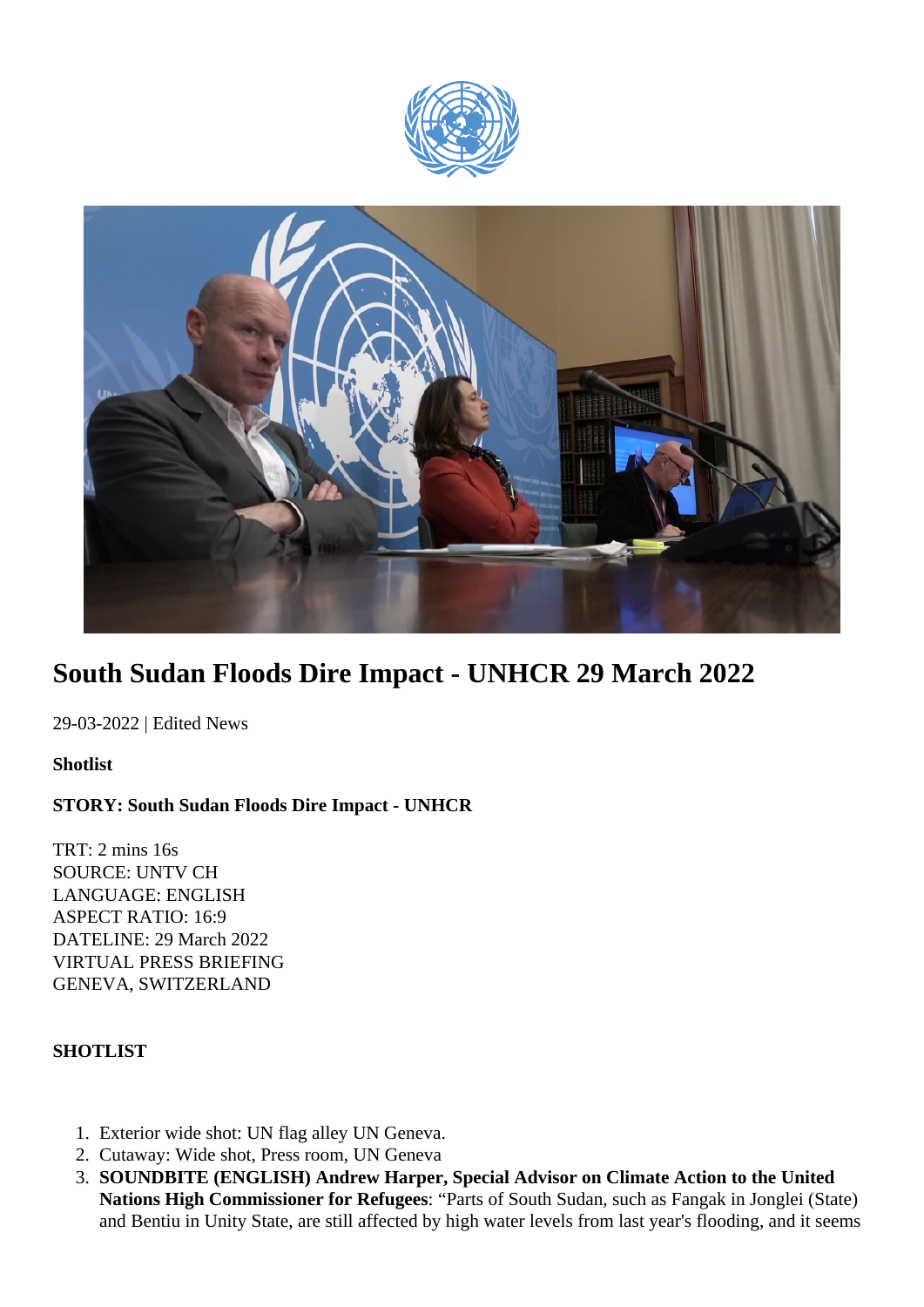# South Sudan Floods Dire Impact - UNHCR 29 March 2022

29-03-2022 | Edited News

**Shotlist**

**STORY: South Sudan Floods Dire Impact - UNHCR**

TRT: 2 mins 16s
SOURCE: UNTV CH
LANGUAGE: ENGLISH
ASPECT RATIO: 16:9
DATELINE: 29 March 2022
VIRTUAL PRESS BRIEFING
GENEVA, SWITZERLAND

**SHOTLIST**

1. Exterior wide shot: UN flag alley UN Geneva.
2. Cutaway: Wide shot, Press room, UN Geneva
3. **SOUNDBITE (ENGLISH) Andrew Harper, Special Advisor on Climate Action to the United Nations High Commissioner for Refugees**: "Parts of South Sudan, such as Fangak in Jonglei (State) and Bentiu in Unity State, are still affected by high water levels from last year's flooding, and it seems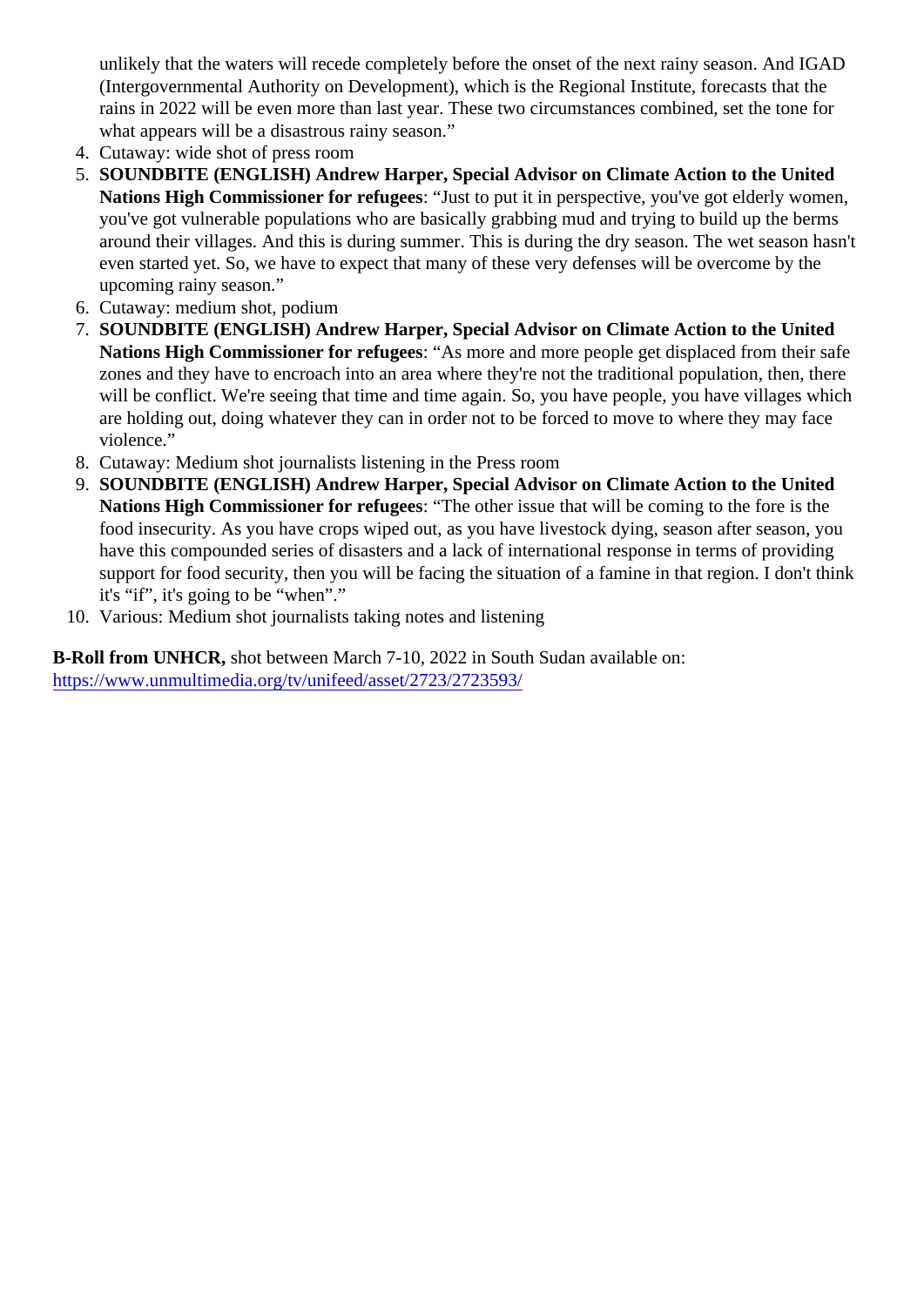unlikely that the waters will recede completely before the onset of the next rainy season. And IGAD (Intergovernmental Authority on Development), which is the Regional Institute, forecasts that the rains in 2022 will be even more than last year. These two circumstances combined, set the tone for what appears will be a disastrous rainy season."

4. Cutaway: wide shot of press room
5. **SOUNDBITE (ENGLISH) Andrew Harper, Special Advisor on Climate Action to the United Nations High Commissioner for refugees**: "Just to put it in perspective, you've got elderly women, you've got vulnerable populations who are basically grabbing mud and trying to build up the berms around their villages. And this is during summer. This is during the dry season. The wet season hasn't even started yet. So, we have to expect that many of these very defenses will be overcome by the upcoming rainy season."
6. Cutaway: medium shot, podium
7. **SOUNDBITE (ENGLISH) Andrew Harper, Special Advisor on Climate Action to the United Nations High Commissioner for refugees**: "As more and more people get displaced from their safe zones and they have to encroach into an area where they're not the traditional population, then, there will be conflict. We're seeing that time and time again. So, you have people, you have villages which are holding out, doing whatever they can in order not to be forced to move to where they may face violence."
8. Cutaway: Medium shot journalists listening in the Press room
9. **SOUNDBITE (ENGLISH) Andrew Harper, Special Advisor on Climate Action to the United Nations High Commissioner for refugees**: "The other issue that will be coming to the fore is the food insecurity. As you have crops wiped out, as you have livestock dying, season after season, you have this compounded series of disasters and a lack of international response in terms of providing support for food security, then you will be facing the situation of a famine in that region. I don't think it's "if", it's going to be "when"."
10. Various: Medium shot journalists taking notes and listening

**B-Roll from UNHCR,** shot between March 7-10, 2022 in South Sudan available on:
https://www.unmultimedia.org/tv/unifeed/asset/2723/2723593/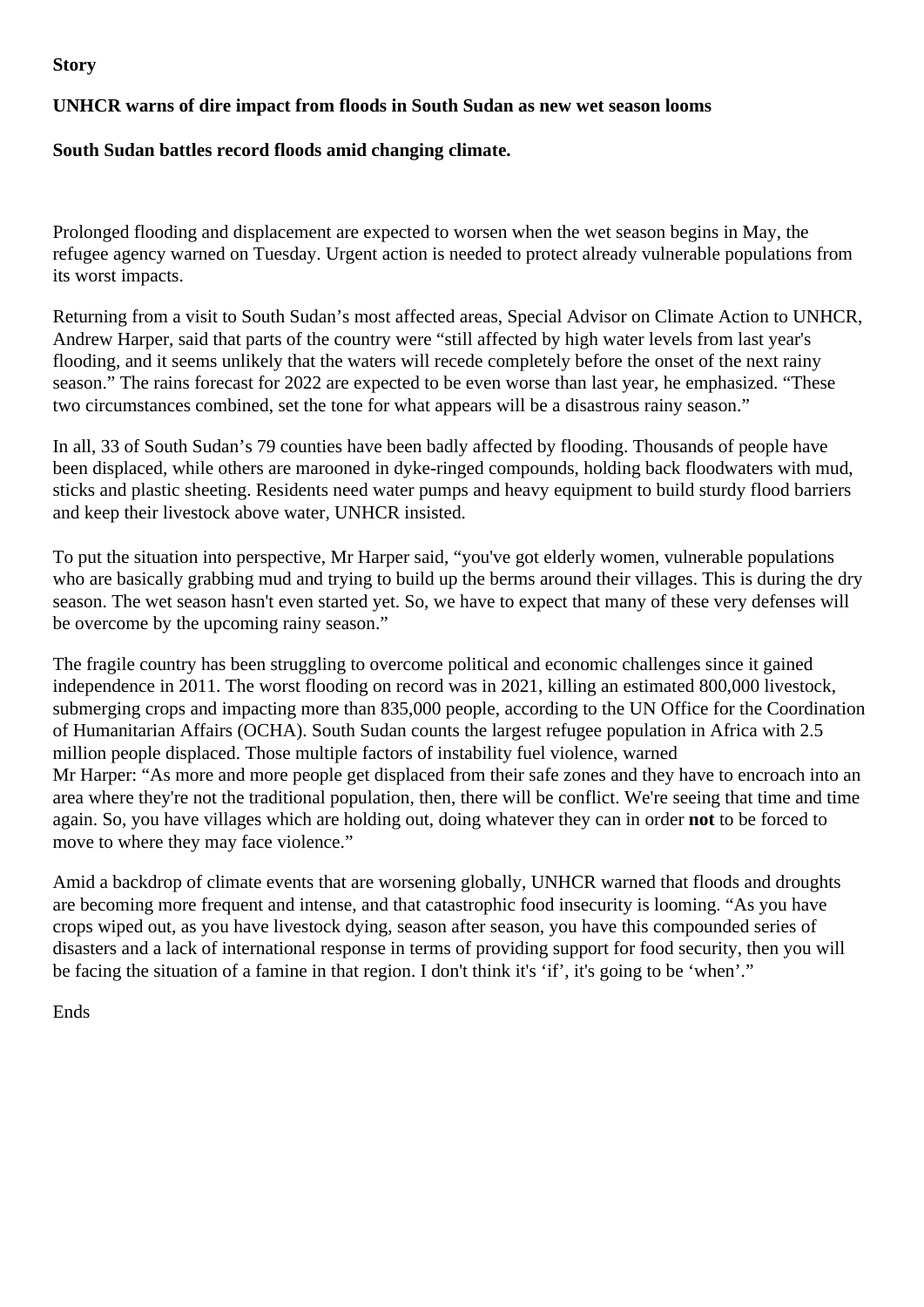**Story**

**UNHCR warns of dire impact from floods in South Sudan as new wet season looms**

**South Sudan battles record floods amid changing climate.**

Prolonged flooding and displacement are expected to worsen when the wet season begins in May, the refugee agency warned on Tuesday. Urgent action is needed to protect already vulnerable populations from its worst impacts.

Returning from a visit to South Sudan's most affected areas, Special Advisor on Climate Action to UNHCR, Andrew Harper, said that parts of the country were "still affected by high water levels from last year's flooding, and it seems unlikely that the waters will recede completely before the onset of the next rainy season." The rains forecast for 2022 are expected to be even worse than last year, he emphasized. "These two circumstances combined, set the tone for what appears will be a disastrous rainy season."

In all, 33 of South Sudan's 79 counties have been badly affected by flooding. Thousands of people have been displaced, while others are marooned in dyke-ringed compounds, holding back floodwaters with mud, sticks and plastic sheeting. Residents need water pumps and heavy equipment to build sturdy flood barriers and keep their livestock above water, UNHCR insisted.

To put the situation into perspective, Mr Harper said, "you've got elderly women, vulnerable populations who are basically grabbing mud and trying to build up the berms around their villages. This is during the dry season. The wet season hasn't even started yet. So, we have to expect that many of these very defenses will be overcome by the upcoming rainy season."

The fragile country has been struggling to overcome political and economic challenges since it gained independence in 2011. The worst flooding on record was in 2021, killing an estimated 800,000 livestock, submerging crops and impacting more than 835,000 people, according to the UN Office for the Coordination of Humanitarian Affairs (OCHA). South Sudan counts the largest refugee population in Africa with 2.5 million people displaced. Those multiple factors of instability fuel violence, warned Mr Harper: "As more and more people get displaced from their safe zones and they have to encroach into an area where they're not the traditional population, then, there will be conflict. We're seeing that time and time again. So, you have villages which are holding out, doing whatever they can in order **not** to be forced to move to where they may face violence."

Amid a backdrop of climate events that are worsening globally, UNHCR warned that floods and droughts are becoming more frequent and intense, and that catastrophic food insecurity is looming. "As you have crops wiped out, as you have livestock dying, season after season, you have this compounded series of disasters and a lack of international response in terms of providing support for food security, then you will be facing the situation of a famine in that region. I don't think it's 'if', it's going to be 'when'."

Ends